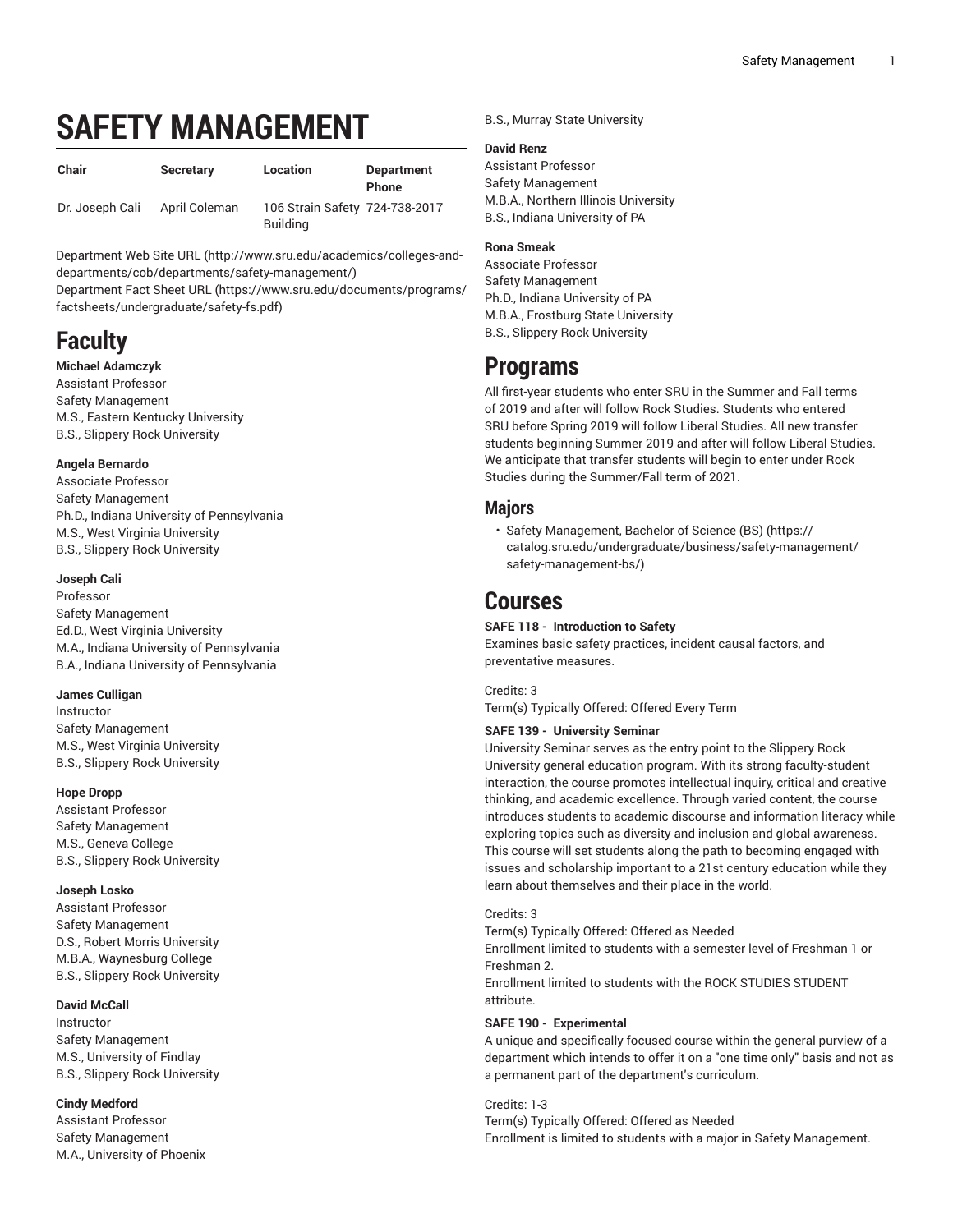# SAFETY MANAGEMENT

| Chair | Secretary | Location | Department Phone |
|---|---|---|---|
| Dr. Joseph Cali | April Coleman | 106 Strain Safety Building | 724-738-2017 |

Department Web Site URL (http://www.sru.edu/academics/colleges-and-departments/cob/departments/safety-management/)
Department Fact Sheet URL (https://www.sru.edu/documents/programs/factsheets/undergraduate/safety-fs.pdf)

# Faculty

**Michael Adamczyk**
Assistant Professor
Safety Management
M.S., Eastern Kentucky University
B.S., Slippery Rock University

**Angela Bernardo**
Associate Professor
Safety Management
Ph.D., Indiana University of Pennsylvania
M.S., West Virginia University
B.S., Slippery Rock University

**Joseph Cali**
Professor
Safety Management
Ed.D., West Virginia University
M.A., Indiana University of Pennsylvania
B.A., Indiana University of Pennsylvania

**James Culligan**
Instructor
Safety Management
M.S., West Virginia University
B.S., Slippery Rock University

**Hope Dropp**
Assistant Professor
Safety Management
M.S., Geneva College
B.S., Slippery Rock University

**Joseph Losko**
Assistant Professor
Safety Management
D.S., Robert Morris University
M.B.A., Waynesburg College
B.S., Slippery Rock University

**David McCall**
Instructor
Safety Management
M.S., University of Findlay
B.S., Slippery Rock University

**Cindy Medford**
Assistant Professor
Safety Management
M.A., University of Phoenix
B.S., Murray State University

**David Renz**
Assistant Professor
Safety Management
M.B.A., Northern Illinois University
B.S., Indiana University of PA

**Rona Smeak**
Associate Professor
Safety Management
Ph.D., Indiana University of PA
M.B.A., Frostburg State University
B.S., Slippery Rock University

# Programs

All first-year students who enter SRU in the Summer and Fall terms of 2019 and after will follow Rock Studies. Students who entered SRU before Spring 2019 will follow Liberal Studies. All new transfer students beginning Summer 2019 and after will follow Liberal Studies. We anticipate that transfer students will begin to enter under Rock Studies during the Summer/Fall term of 2021.

## Majors

- Safety Management, Bachelor of Science (BS) (https://catalog.sru.edu/undergraduate/business/safety-management/safety-management-bs/)

# Courses

**SAFE 118 - Introduction to Safety**
Examines basic safety practices, incident causal factors, and preventative measures.

Credits: 3
Term(s) Typically Offered: Offered Every Term

**SAFE 139 - University Seminar**
University Seminar serves as the entry point to the Slippery Rock University general education program. With its strong faculty-student interaction, the course promotes intellectual inquiry, critical and creative thinking, and academic excellence. Through varied content, the course introduces students to academic discourse and information literacy while exploring topics such as diversity and inclusion and global awareness. This course will set students along the path to becoming engaged with issues and scholarship important to a 21st century education while they learn about themselves and their place in the world.

Credits: 3
Term(s) Typically Offered: Offered as Needed
Enrollment limited to students with a semester level of Freshman 1 or Freshman 2.
Enrollment limited to students with the ROCK STUDIES STUDENT attribute.

**SAFE 190 - Experimental**
A unique and specifically focused course within the general purview of a department which intends to offer it on a "one time only" basis and not as a permanent part of the department's curriculum.

Credits: 1-3
Term(s) Typically Offered: Offered as Needed
Enrollment is limited to students with a major in Safety Management.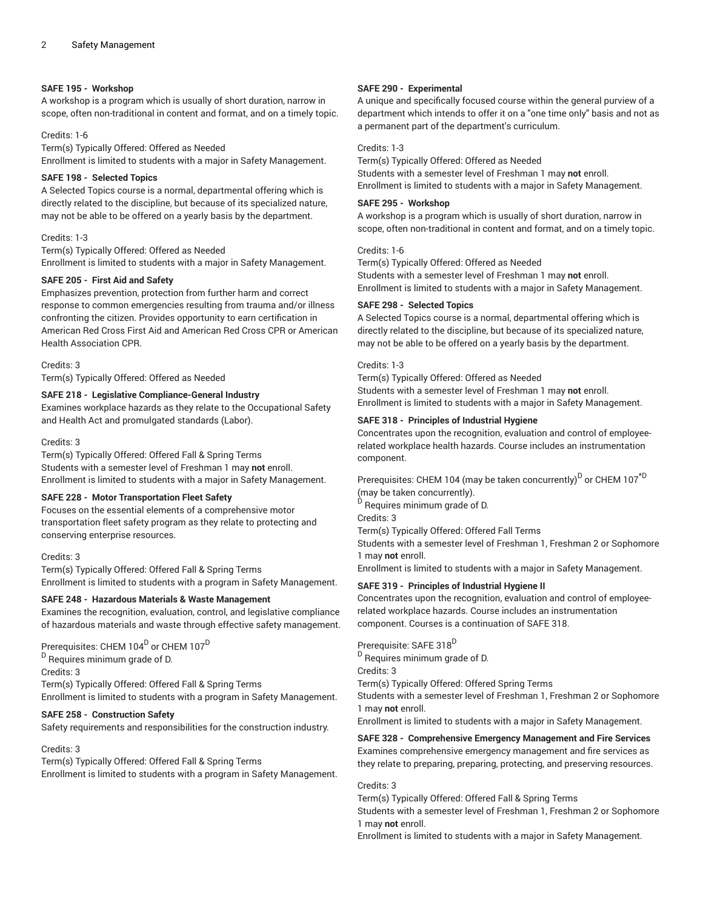**SAFE 195 - Workshop**
A workshop is a program which is usually of short duration, narrow in scope, often non-traditional in content and format, and on a timely topic.

Credits: 1-6
Term(s) Typically Offered: Offered as Needed
Enrollment is limited to students with a major in Safety Management.

**SAFE 198 - Selected Topics**
A Selected Topics course is a normal, departmental offering which is directly related to the discipline, but because of its specialized nature, may not be able to be offered on a yearly basis by the department.

Credits: 1-3
Term(s) Typically Offered: Offered as Needed
Enrollment is limited to students with a major in Safety Management.

**SAFE 205 - First Aid and Safety**
Emphasizes prevention, protection from further harm and correct response to common emergencies resulting from trauma and/or illness confronting the citizen. Provides opportunity to earn certification in American Red Cross First Aid and American Red Cross CPR or American Health Association CPR.

Credits: 3
Term(s) Typically Offered: Offered as Needed

**SAFE 218 - Legislative Compliance-General Industry**
Examines workplace hazards as they relate to the Occupational Safety and Health Act and promulgated standards (Labor).

Credits: 3
Term(s) Typically Offered: Offered Fall & Spring Terms
Students with a semester level of Freshman 1 may **not** enroll.
Enrollment is limited to students with a major in Safety Management.

**SAFE 228 - Motor Transportation Fleet Safety**
Focuses on the essential elements of a comprehensive motor transportation fleet safety program as they relate to protecting and conserving enterprise resources.

Credits: 3
Term(s) Typically Offered: Offered Fall & Spring Terms
Enrollment is limited to students with a program in Safety Management.

**SAFE 248 - Hazardous Materials & Waste Management**
Examines the recognition, evaluation, control, and legislative compliance of hazardous materials and waste through effective safety management.

Prerequisites: CHEM 104[D] or CHEM 107[D]
[D] Requires minimum grade of D.
Credits: 3
Term(s) Typically Offered: Offered Fall & Spring Terms
Enrollment is limited to students with a program in Safety Management.

**SAFE 258 - Construction Safety**
Safety requirements and responsibilities for the construction industry.

Credits: 3
Term(s) Typically Offered: Offered Fall & Spring Terms
Enrollment is limited to students with a program in Safety Management.

**SAFE 290 - Experimental**
A unique and specifically focused course within the general purview of a department which intends to offer it on a "one time only" basis and not as a permanent part of the department's curriculum.

Credits: 1-3
Term(s) Typically Offered: Offered as Needed
Students with a semester level of Freshman 1 may **not** enroll.
Enrollment is limited to students with a major in Safety Management.

**SAFE 295 - Workshop**
A workshop is a program which is usually of short duration, narrow in scope, often non-traditional in content and format, and on a timely topic.

Credits: 1-6
Term(s) Typically Offered: Offered as Needed
Students with a semester level of Freshman 1 may **not** enroll.
Enrollment is limited to students with a major in Safety Management.

**SAFE 298 - Selected Topics**
A Selected Topics course is a normal, departmental offering which is directly related to the discipline, but because of its specialized nature, may not be able to be offered on a yearly basis by the department.

Credits: 1-3
Term(s) Typically Offered: Offered as Needed
Students with a semester level of Freshman 1 may **not** enroll.
Enrollment is limited to students with a major in Safety Management.

**SAFE 318 - Principles of Industrial Hygiene**
Concentrates upon the recognition, evaluation and control of employee-related workplace health hazards. Course includes an instrumentation component.

Prerequisites: CHEM 104 (may be taken concurrently)[D] or CHEM 107[*D] (may be taken concurrently).
[D] Requires minimum grade of D.
Credits: 3
Term(s) Typically Offered: Offered Fall Terms
Students with a semester level of Freshman 1, Freshman 2 or Sophomore 1 may **not** enroll.
Enrollment is limited to students with a major in Safety Management.

**SAFE 319 - Principles of Industrial Hygiene II**
Concentrates upon the recognition, evaluation and control of employee-related workplace hazards. Course includes an instrumentation component. Courses is a continuation of SAFE 318.

Prerequisite: SAFE 318[D]
[D] Requires minimum grade of D.
Credits: 3
Term(s) Typically Offered: Offered Spring Terms
Students with a semester level of Freshman 1, Freshman 2 or Sophomore 1 may **not** enroll.
Enrollment is limited to students with a major in Safety Management.

**SAFE 328 - Comprehensive Emergency Management and Fire Services**
Examines comprehensive emergency management and fire services as they relate to preparing, preparing, protecting, and preserving resources.

Credits: 3
Term(s) Typically Offered: Offered Fall & Spring Terms
Students with a semester level of Freshman 1, Freshman 2 or Sophomore 1 may **not** enroll.
Enrollment is limited to students with a major in Safety Management.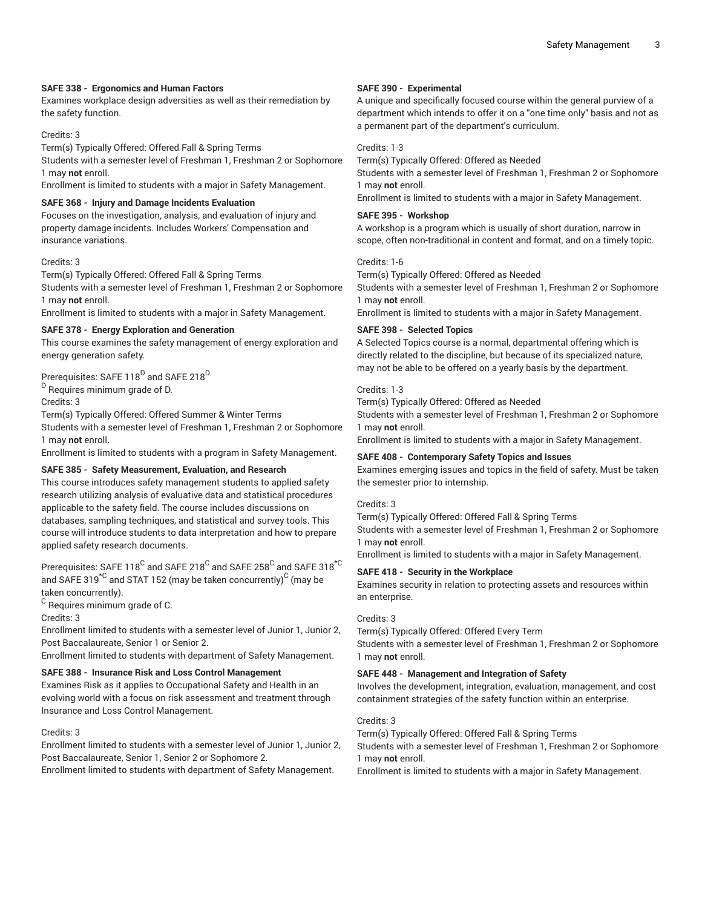**SAFE 338 - Ergonomics and Human Factors**
Examines workplace design adversities as well as their remediation by the safety function.

Credits: 3
Term(s) Typically Offered: Offered Fall & Spring Terms
Students with a semester level of Freshman 1, Freshman 2 or Sophomore 1 may **not** enroll.
Enrollment is limited to students with a major in Safety Management.

**SAFE 368 - Injury and Damage Incidents Evaluation**
Focuses on the investigation, analysis, and evaluation of injury and property damage incidents. Includes Workers' Compensation and insurance variations.

Credits: 3
Term(s) Typically Offered: Offered Fall & Spring Terms
Students with a semester level of Freshman 1, Freshman 2 or Sophomore 1 may **not** enroll.
Enrollment is limited to students with a major in Safety Management.

**SAFE 378 - Energy Exploration and Generation**
This course examines the safety management of energy exploration and energy generation safety.

Prerequisites: SAFE 118[D] and SAFE 218[D]
[D] Requires minimum grade of D.
Credits: 3
Term(s) Typically Offered: Offered Summer & Winter Terms
Students with a semester level of Freshman 1, Freshman 2 or Sophomore 1 may **not** enroll.
Enrollment is limited to students with a program in Safety Management.

**SAFE 385 - Safety Measurement, Evaluation, and Research**
This course introduces safety management students to applied safety research utilizing analysis of evaluative data and statistical procedures applicable to the safety field. The course includes discussions on databases, sampling techniques, and statistical and survey tools. This course will introduce students to data interpretation and how to prepare applied safety research documents.

Prerequisites: SAFE 118[C] and SAFE 218[C] and SAFE 258[C] and SAFE 318[*C] and SAFE 319[*C] and STAT 152 (may be taken concurrently)[C] (may be taken concurrently).
[C] Requires minimum grade of C.
Credits: 3
Enrollment limited to students with a semester level of Junior 1, Junior 2, Post Baccalaureate, Senior 1 or Senior 2.
Enrollment limited to students with department of Safety Management.

**SAFE 388 - Insurance Risk and Loss Control Management**
Examines Risk as it applies to Occupational Safety and Health in an evolving world with a focus on risk assessment and treatment through Insurance and Loss Control Management.

Credits: 3
Enrollment limited to students with a semester level of Junior 1, Junior 2, Post Baccalaureate, Senior 1, Senior 2 or Sophomore 2.
Enrollment limited to students with department of Safety Management.

**SAFE 390 - Experimental**
A unique and specifically focused course within the general purview of a department which intends to offer it on a "one time only" basis and not as a permanent part of the department's curriculum.

Credits: 1-3
Term(s) Typically Offered: Offered as Needed
Students with a semester level of Freshman 1, Freshman 2 or Sophomore 1 may **not** enroll.
Enrollment is limited to students with a major in Safety Management.

**SAFE 395 - Workshop**
A workshop is a program which is usually of short duration, narrow in scope, often non-traditional in content and format, and on a timely topic.

Credits: 1-6
Term(s) Typically Offered: Offered as Needed
Students with a semester level of Freshman 1, Freshman 2 or Sophomore 1 may **not** enroll.
Enrollment is limited to students with a major in Safety Management.

**SAFE 398 - Selected Topics**
A Selected Topics course is a normal, departmental offering which is directly related to the discipline, but because of its specialized nature, may not be able to be offered on a yearly basis by the department.

Credits: 1-3
Term(s) Typically Offered: Offered as Needed
Students with a semester level of Freshman 1, Freshman 2 or Sophomore 1 may **not** enroll.
Enrollment is limited to students with a major in Safety Management.

**SAFE 408 - Contemporary Safety Topics and Issues**
Examines emerging issues and topics in the field of safety. Must be taken the semester prior to internship.

Credits: 3
Term(s) Typically Offered: Offered Fall & Spring Terms
Students with a semester level of Freshman 1, Freshman 2 or Sophomore 1 may **not** enroll.
Enrollment is limited to students with a major in Safety Management.

**SAFE 418 - Security in the Workplace**
Examines security in relation to protecting assets and resources within an enterprise.

Credits: 3
Term(s) Typically Offered: Offered Every Term
Students with a semester level of Freshman 1, Freshman 2 or Sophomore 1 may **not** enroll.

**SAFE 448 - Management and Integration of Safety**
Involves the development, integration, evaluation, management, and cost containment strategies of the safety function within an enterprise.

Credits: 3
Term(s) Typically Offered: Offered Fall & Spring Terms
Students with a semester level of Freshman 1, Freshman 2 or Sophomore 1 may **not** enroll.
Enrollment is limited to students with a major in Safety Management.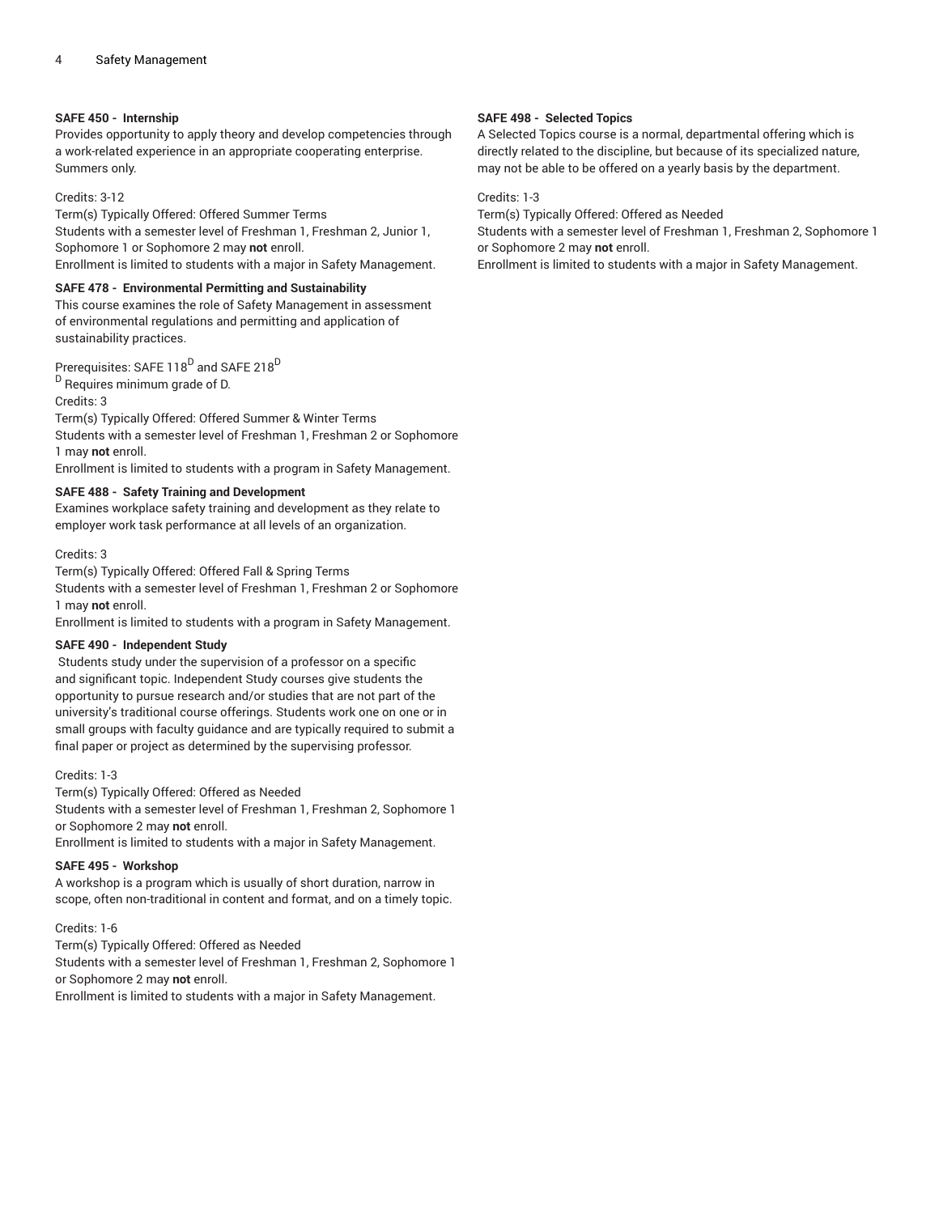**SAFE 450 - Internship**

Provides opportunity to apply theory and develop competencies through a work-related experience in an appropriate cooperating enterprise. Summers only.

Credits: 3-12
Term(s) Typically Offered: Offered Summer Terms
Students with a semester level of Freshman 1, Freshman 2, Junior 1, Sophomore 1 or Sophomore 2 may **not** enroll.
Enrollment is limited to students with a major in Safety Management.

**SAFE 478 - Environmental Permitting and Sustainability**

This course examines the role of Safety Management in assessment of environmental regulations and permitting and application of sustainability practices.

Prerequisites: SAFE 118[D] and SAFE 218[D]
[D] Requires minimum grade of D.
Credits: 3
Term(s) Typically Offered: Offered Summer & Winter Terms
Students with a semester level of Freshman 1, Freshman 2 or Sophomore 1 may **not** enroll.
Enrollment is limited to students with a program in Safety Management.

**SAFE 488 - Safety Training and Development**

Examines workplace safety training and development as they relate to employer work task performance at all levels of an organization.

Credits: 3
Term(s) Typically Offered: Offered Fall & Spring Terms
Students with a semester level of Freshman 1, Freshman 2 or Sophomore 1 may **not** enroll.
Enrollment is limited to students with a program in Safety Management.

**SAFE 490 - Independent Study**

Students study under the supervision of a professor on a specific and significant topic. Independent Study courses give students the opportunity to pursue research and/or studies that are not part of the university's traditional course offerings. Students work one on one or in small groups with faculty guidance and are typically required to submit a final paper or project as determined by the supervising professor.

Credits: 1-3
Term(s) Typically Offered: Offered as Needed
Students with a semester level of Freshman 1, Freshman 2, Sophomore 1 or Sophomore 2 may **not** enroll.
Enrollment is limited to students with a major in Safety Management.

**SAFE 495 - Workshop**

A workshop is a program which is usually of short duration, narrow in scope, often non-traditional in content and format, and on a timely topic.

Credits: 1-6
Term(s) Typically Offered: Offered as Needed
Students with a semester level of Freshman 1, Freshman 2, Sophomore 1 or Sophomore 2 may **not** enroll.
Enrollment is limited to students with a major in Safety Management.

**SAFE 498 - Selected Topics**

A Selected Topics course is a normal, departmental offering which is directly related to the discipline, but because of its specialized nature, may not be able to be offered on a yearly basis by the department.

Credits: 1-3
Term(s) Typically Offered: Offered as Needed
Students with a semester level of Freshman 1, Freshman 2, Sophomore 1 or Sophomore 2 may **not** enroll.
Enrollment is limited to students with a major in Safety Management.